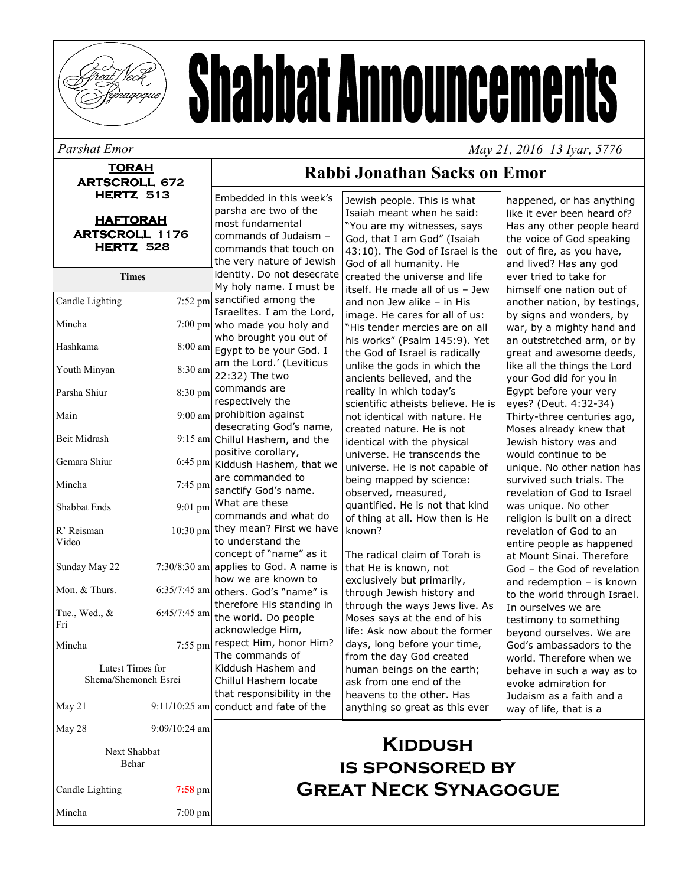# Shabbat Announcements

*Parshat Emor* *May 21, 2016 13 Iyar, 5776*

**TORAH**
**ARTSCROLL 672**
**HERTZ 513**

**HAFTORAH**
**ARTSCROLL 1176**
**HERTZ 528**

| Times | |
|---|---|
| Candle Lighting | 7:52 pm |
| Mincha | 7:00 pm |
| Hashkama | 8:00 am |
| Youth Minyan | 8:30 am |
| Parsha Shiur | 8:30 pm |
| Main | 9:00 am |
| Beit Midrash | 9:15 am |
| Gemara Shiur | 6:45 pm |
| Mincha | 7:45 pm |
| Shabbat Ends | 9:01 pm |
| R' Reisman Video | 10:30 pm |
| Sunday May 22 | 7:30/8:30 am |
| Mon. & Thurs. | 6:35/7:45 am |
| Tue., Wed., & Fri | 6:45/7:45 am |
| Mincha | 7:55 pm |
| Latest Times for Shema/Shemoneh Esrei | |
| May 21 | 9:11/10:25 am |
| May 28 | 9:09/10:24 am |
| Next Shabbat Behar | |
| Candle Lighting | **7:58** pm |
| Mincha | 7:00 pm |

## Rabbi Jonathan Sacks on Emor

Embedded in this week's parsha are two of the most fundamental commands of Judaism – commands that touch on the very nature of Jewish identity. Do not desecrate My holy name. I must be sanctified among the Israelites. I am the Lord, who made you holy and who brought you out of Egypt to be your God. I am the Lord.' (Leviticus 22:32) The two commands are respectively the prohibition against desecrating God's name, Chillul Hashem, and the positive corollary, Kiddush Hashem, that we are commanded to sanctify God's name. What are these commands and what do they mean? First we have to understand the concept of "name" as it applies to God. A name is how we are known to others. God's "name" is therefore His standing in the world. Do people acknowledge Him, respect Him, honor Him? The commands of Kiddush Hashem and Chillul Hashem locate that responsibility in the conduct and fate of the Jewish people. This is what Isaiah meant when he said: "You are my witnesses, says God, that I am God" (Isaiah 43:10). The God of Israel is the God of all humanity. He created the universe and life itself. He made all of us – Jew and non Jew alike – in His image. He cares for all of us: "His tender mercies are on all his works" (Psalm 145:9). Yet the God of Israel is radically unlike the gods in which the ancients believed, and the reality in which today's scientific atheists believe. He is not identical with nature. He created nature. He is not identical with the physical universe. He transcends the universe. He is not capable of being mapped by science: observed, measured, quantified. He is not that kind of thing at all. How then is He known?

The radical claim of Torah is that He is known, not exclusively but primarily, through Jewish history and through the ways Jews live. As Moses says at the end of his life: Ask now about the former days, long before your time, from the day God created human beings on the earth; ask from one end of the heavens to the other. Has anything so great as this ever happened, or has anything like it ever been heard of? Has any other people heard the voice of God speaking out of fire, as you have, and lived? Has any god ever tried to take for himself one nation out of another nation, by testings, by signs and wonders, by war, by a mighty hand and an outstretched arm, or by great and awesome deeds, like all the things the Lord your God did for you in Egypt before your very eyes? (Deut. 4:32-34) Thirty-three centuries ago, Moses already knew that Jewish history was and would continue to be unique. No other nation has survived such trials. The revelation of God to Israel was unique. No other religion is built on a direct revelation of God to an entire people as happened at Mount Sinai. Therefore God – the God of revelation and redemption – is known to the world through Israel. In ourselves we are testimony to something beyond ourselves. We are God's ambassadors to the world. Therefore when we behave in such a way as to evoke admiration for Judaism as a faith and a way of life, that is a

## Kiddush is sponsored by Great Neck Synagogue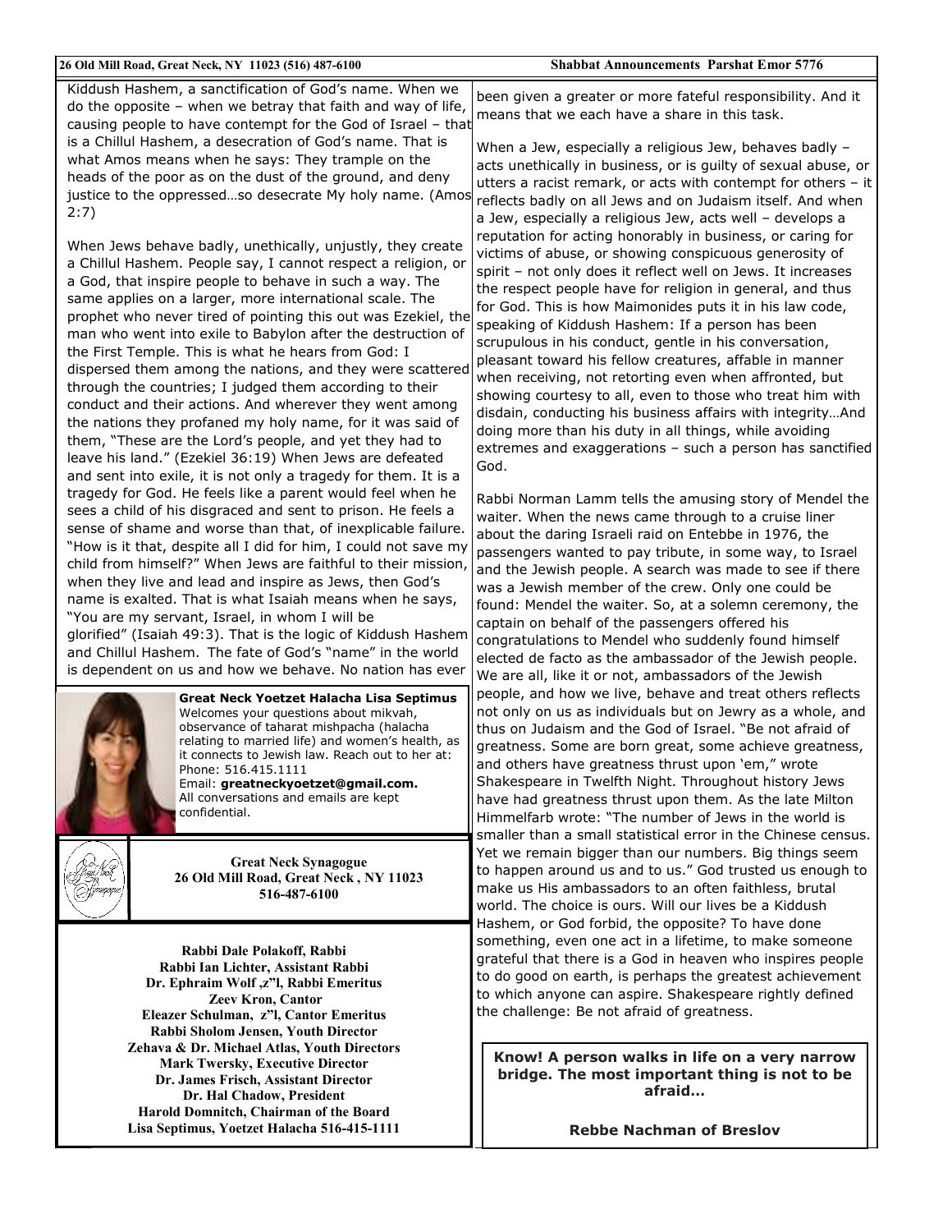Kiddush Hashem, a sanctification of God's name. When we do the opposite – when we betray that faith and way of life, causing people to have contempt for the God of Israel – that is a Chillul Hashem, a desecration of God's name. That is what Amos means when he says: They trample on the heads of the poor as on the dust of the ground, and deny justice to the oppressed…so desecrate My holy name. (Amos 2:7)

When Jews behave badly, unethically, unjustly, they create a Chillul Hashem. People say, I cannot respect a religion, or a God, that inspire people to behave in such a way. The same applies on a larger, more international scale. The prophet who never tired of pointing this out was Ezekiel, the man who went into exile to Babylon after the destruction of the First Temple. This is what he hears from God: I dispersed them among the nations, and they were scattered through the countries; I judged them according to their conduct and their actions. And wherever they went among the nations they profaned my holy name, for it was said of them, "These are the Lord's people, and yet they had to leave his land." (Ezekiel 36:19) When Jews are defeated and sent into exile, it is not only a tragedy for them. It is a tragedy for God. He feels like a parent would feel when he sees a child of his disgraced and sent to prison. He feels a sense of shame and worse than that, of inexplicable failure. "How is it that, despite all I did for him, I could not save my child from himself?" When Jews are faithful to their mission, when they live and lead and inspire as Jews, then God's name is exalted. That is what Isaiah means when he says, "You are my servant, Israel, in whom I will be glorified" (Isaiah 49:3). That is the logic of Kiddush Hashem and Chillul Hashem. The fate of God's "name" in the world is dependent on us and how we behave. No nation has ever been given a greater or more fateful responsibility. And it means that we each have a share in this task.

When a Jew, especially a religious Jew, behaves badly – acts unethically in business, or is guilty of sexual abuse, or utters a racist remark, or acts with contempt for others – it reflects badly on all Jews and on Judaism itself. And when a Jew, especially a religious Jew, acts well – develops a reputation for acting honorably in business, or caring for victims of abuse, or showing conspicuous generosity of spirit – not only does it reflect well on Jews. It increases the respect people have for religion in general, and thus for God. This is how Maimonides puts it in his law code, speaking of Kiddush Hashem: If a person has been scrupulous in his conduct, gentle in his conversation, pleasant toward his fellow creatures, affable in manner when receiving, not retorting even when affronted, but showing courtesy to all, even to those who treat him with disdain, conducting his business affairs with integrity…And doing more than his duty in all things, while avoiding extremes and exaggerations – such a person has sanctified God.

Rabbi Norman Lamm tells the amusing story of Mendel the waiter. When the news came through to a cruise liner about the daring Israeli raid on Entebbe in 1976, the passengers wanted to pay tribute, in some way, to Israel and the Jewish people. A search was made to see if there was a Jewish member of the crew. Only one could be found: Mendel the waiter. So, at a solemn ceremony, the captain on behalf of the passengers offered his congratulations to Mendel who suddenly found himself elected de facto as the ambassador of the Jewish people. We are all, like it or not, ambassadors of the Jewish people, and how we live, behave and treat others reflects not only on us as individuals but on Jewry as a whole, and thus on Judaism and the God of Israel. "Be not afraid of greatness. Some are born great, some achieve greatness, and others have greatness thrust upon 'em," wrote Shakespeare in Twelfth Night. Throughout history Jews have had greatness thrust upon them. As the late Milton Himmelfarb wrote: "The number of Jews in the world is smaller than a small statistical error in the Chinese census. Yet we remain bigger than our numbers. Big things seem to happen around us and to us." God trusted us enough to make us His ambassadors to an often faithless, brutal world. The choice is ours. Will our lives be a Kiddush Hashem, or God forbid, the opposite? To have done something, even one act in a lifetime, to make someone grateful that there is a God in heaven who inspires people to do good on earth, is perhaps the greatest achievement to which anyone can aspire. Shakespeare rightly defined the challenge: Be not afraid of greatness.

**Know! A person walks in life on a very narrow bridge. The most important thing is not to be afraid…**

**Rebbe Nachman of Breslov**

**Great Neck Yoetzet Halacha Lisa Septimus**
Welcomes your questions about mikvah, observance of taharat mishpacha (halacha relating to married life) and women's health, as it connects to Jewish law. Reach out to her at:
Phone: 516.415.1111
Email: **greatneckyoetzet@gmail.com.**
All conversations and emails are kept confidential.

**Great Neck Synagogue**
**26 Old Mill Road, Great Neck , NY 11023**
**516-487-6100**

**Rabbi Dale Polakoff, Rabbi**
**Rabbi Ian Lichter, Assistant Rabbi**
**Dr. Ephraim Wolf ,z"l, Rabbi Emeritus**
**Zeev Kron, Cantor**
**Eleazer Schulman, z"l, Cantor Emeritus**
**Rabbi Sholom Jensen, Youth Director**
**Zehava & Dr. Michael Atlas, Youth Directors**
**Mark Twersky, Executive Director**
**Dr. James Frisch, Assistant Director**
**Dr. Hal Chadow, President**
**Harold Domnitch, Chairman of the Board**
**Lisa Septimus, Yoetzet Halacha 516-415-1111**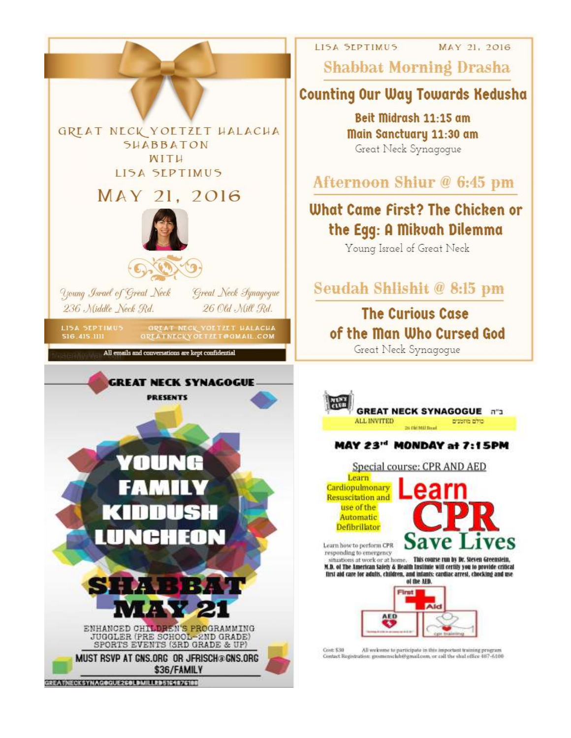# GREAT NECK YOETZET HALACHA SHABBATON WITH LISA SEPTIMUS

## MAY 21, 2016

*Young Israel of Great Neck*
*236 Middle Neck Rd.*

*Great Neck Synagogue*
*26 Old Mill Rd.*

LISA SEPTIMUS
516.415.1111

GREAT NECK YOETZET HALACHA
GREATNECKYOETZET@GMAIL.COM

All emails and conversations are kept confidential

---

LISA SEPTIMUS — MAY 21, 2016

## Shabbat Morning Drasha

### Counting Our Way Towards Kedusha

**Beit Midrash 11:15 am**
**Main Sanctuary 11:30 am**
Great Neck Synagogue

## Afternoon Shiur @ 6:45 pm

### What Came First? The Chicken or the Egg: A Mikvah Dilemma

Young Israel of Great Neck

## Seudah Shlishit @ 8:15 pm

### The Curious Case of the Man Who Cursed God

Great Neck Synagogue

---

## GREAT NECK SYNAGOGUE PRESENTS

# YOUNG FAMILY KIDDUSH LUNCHEON

## SHABBAT MAY 21

ENHANCED CHILDREN'S PROGRAMMING
JUGGLER (PRE SCHOOL–2ND GRADE)
SPORTS EVENTS (3RD GRADE & UP)

**MUST RSVP AT GNS.ORG OR JFRISCH@GNS.ORG**
**$36/FAMILY**

GREATNECKSYNAGOGUE26OLDMILLRD5164876100

---

MEN'S CLUB

**GREAT NECK SYNAGOGUE** ב"ה

ALL INVITED — כולם מוזמנים

26 Old Mill Road

## MAY 23rd MONDAY at 7:15PM

Special course: CPR AND AED

Learn Cardiopulmonary Resuscitation and use of the Automatic Defibrillator

# Learn CPR Save Lives

Learn how to perform CPR responding to emergency situations at work or at home. **This course run by Dr. Steven Greenstein, M.D. of The American Safety & Health Institute will certify you to provide critical first aid care for adults, children, and infants: cardiac arrest, choking and use of the AED.**

Cost: $30 — All welcome to participate in this important training program
Contact Registration: gnsmensclub@gmail.com, or call the shul office 487-6100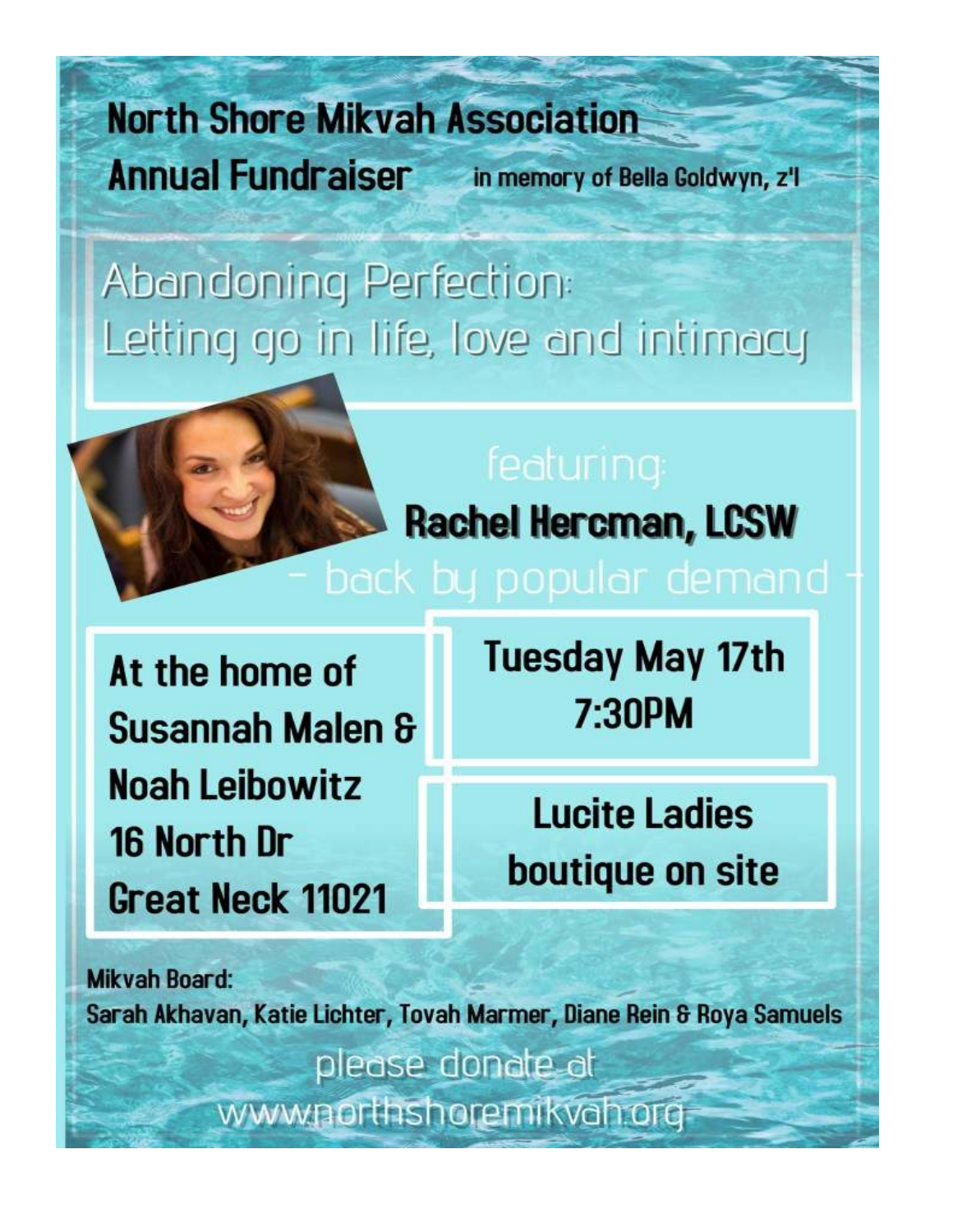# North Shore Mikvah Association

## Annual Fundraiser

in memory of Bella Goldwyn, z'l

## Abandoning Perfection: Letting go in life, love and intimacy

featuring:

**Rachel Hercman, LCSW**

– back by popular demand –

**At the home of**
**Susannah Malen & Noah Leibowitz**
**16 North Dr**
**Great Neck 11021**

**Tuesday May 17th**
**7:30PM**

**Lucite Ladies boutique on site**

**Mikvah Board:**
Sarah Akhavan, Katie Lichter, Tovah Marmer, Diane Rein & Roya Samuels

please donate at
www.northshoremikvah.org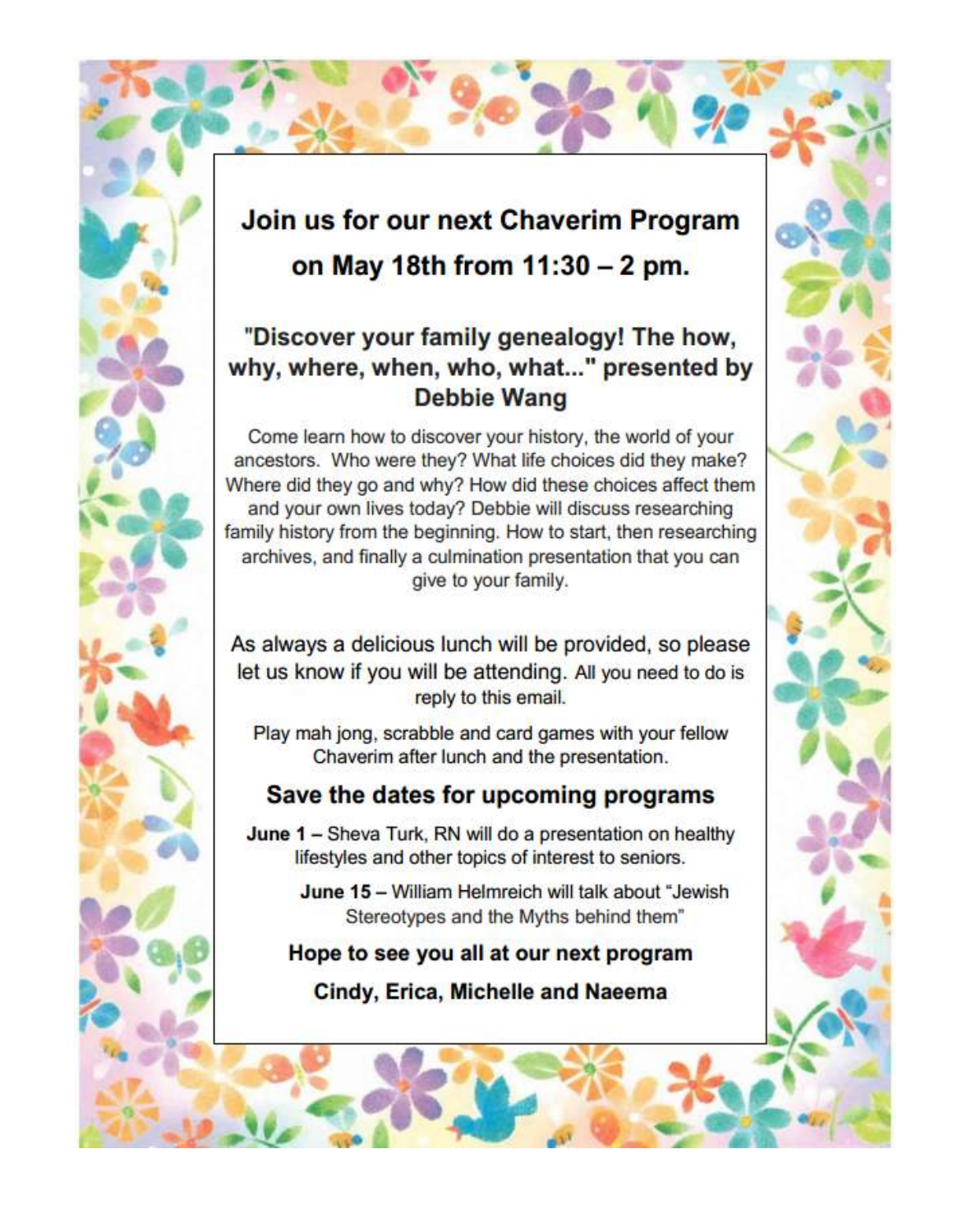# Join us for our next Chaverim Program on May 18th from 11:30 – 2 pm.

## "Discover your family genealogy! The how, why, where, when, who, what..." presented by Debbie Wang

Come learn how to discover your history, the world of your ancestors. Who were they? What life choices did they make? Where did they go and why? How did these choices affect them and your own lives today? Debbie will discuss researching family history from the beginning. How to start, then researching archives, and finally a culmination presentation that you can give to your family.

As always a delicious lunch will be provided, so please let us know if you will be attending. All you need to do is reply to this email.

Play mah jong, scrabble and card games with your fellow Chaverim after lunch and the presentation.

## Save the dates for upcoming programs

**June 1** – Sheva Turk, RN will do a presentation on healthy lifestyles and other topics of interest to seniors.

**June 15** – William Helmreich will talk about "Jewish Stereotypes and the Myths behind them"

**Hope to see you all at our next program**

**Cindy, Erica, Michelle and Naeema**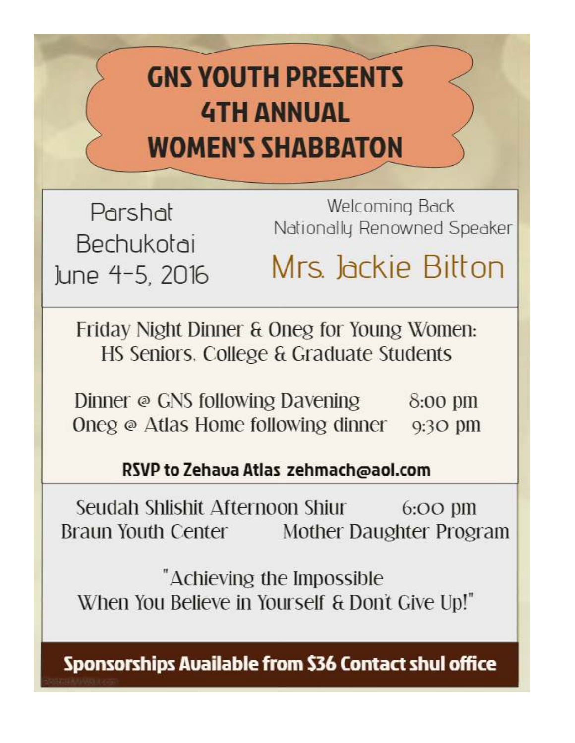# GNS YOUTH PRESENTS 4TH ANNUAL WOMEN'S SHABBATON

Parshat Bechukotai
June 4-5, 2016

Welcoming Back
Nationally Renowned Speaker

## Mrs. Jackie Bitton

Friday Night Dinner & Oneg for Young Women:
HS Seniors, College & Graduate Students

Dinner @ GNS following Davening 8:00 pm
Oneg @ Atlas Home following dinner 9:30 pm

**RSVP to Zehava Atlas zehmach@aol.com**

Seudah Shlishit Afternoon Shiur 6:00 pm
Braun Youth Center Mother Daughter Program

"Achieving the Impossible
When You Believe in Yourself & Don't Give Up!"

**Sponsorships Available from $36 Contact shul office**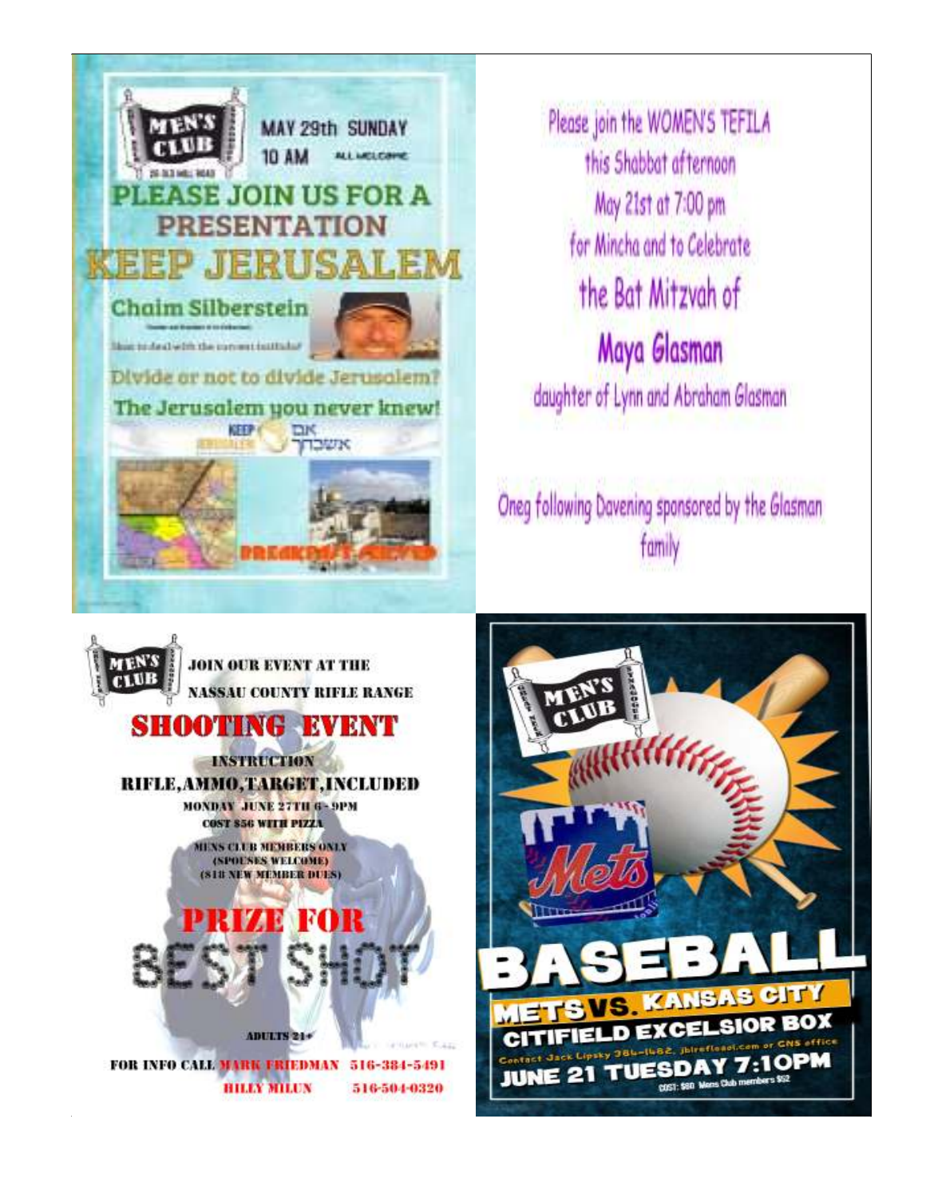MEN'S CLUB

MAY 29th SUNDAY
10 AM
ALL WELCOME

# PLEASE JOIN US FOR A PRESENTATION

# KEEP JERUSALEM

**Chaim Silberstein**

How to deal with the current intifada?

Divide or not to divide Jerusalem?

The Jerusalem you never knew!

BREAKFAST SERVED

---

Please join the WOMEN'S TEFILA
this Shabbat afternoon
May 21st at 7:00 pm
for Mincha and to Celebrate

## the Bat Mitzvah of

## Maya Glasman

daughter of Lynn and Abraham Glasman

Oneg following Davening sponsored by the Glasman family

---

MEN'S CLUB

JOIN OUR EVENT AT THE
NASSAU COUNTY RIFLE RANGE

# SHOOTING EVENT

INSTRUCTION
RIFLE, AMMO, TARGET, INCLUDED
MONDAY JUNE 27TH 6 - 9PM
COST $56 WITH PIZZA

MENS CLUB MEMBERS ONLY
(SPOUSES WELCOME)
($18 NEW MEMBER DUES)

# PRIZE FOR BEST SHOT

ADULTS 21+

FOR INFO CALL MARK FRIEDMAN 516-384-5491
BILLY MILUN 516-504-0320

---

MEN'S CLUB

# BASEBALL

METS VS. KANSAS CITY
CITIFIELD EXCELSIOR BOX

Contact Jack Lipsky 386-1462, jbirefleal.com or CNS office

JUNE 21 TUESDAY 7:10PM

COST: $60 Mens Club members $52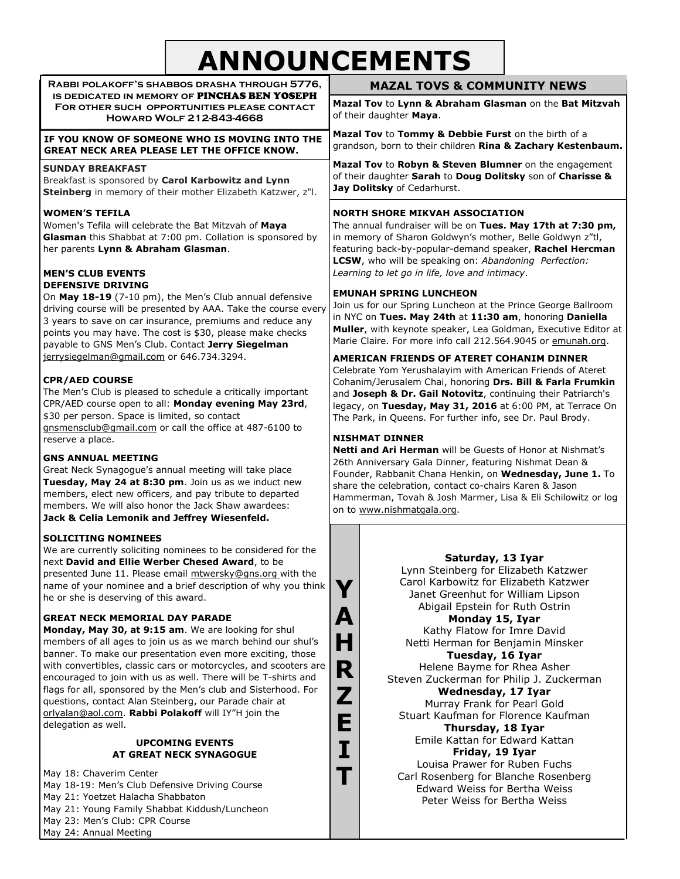# ANNOUNCEMENTS

**Rabbi polakoff's shabbos drasha through 5776, is dedicated in memory of PINCHAS BEN YOSEPH**
**For other such opportunities please contact Howard Wolf 212-843-4668**

**IF YOU KNOW OF SOMEONE WHO IS MOVING INTO THE GREAT NECK AREA PLEASE LET THE OFFICE KNOW.**

### SUNDAY BREAKFAST

Breakfast is sponsored by **Carol Karbowitz and Lynn Steinberg** in memory of their mother Elizabeth Katzwer, z"l.

### WOMEN'S TEFILA

Women's Tefila will celebrate the Bat Mitzvah of **Maya Glasman** this Shabbat at 7:00 pm. Collation is sponsored by her parents **Lynn & Abraham Glasman**.

### MEN'S CLUB EVENTS

#### DEFENSIVE DRIVING

On **May 18-19** (7-10 pm), the Men's Club annual defensive driving course will be presented by AAA. Take the course every 3 years to save on car insurance, premiums and reduce any points you may have. The cost is $30, please make checks payable to GNS Men's Club. Contact **Jerry Siegelman** jerrysiegelman@gmail.com or 646.734.3294.

#### CPR/AED COURSE

The Men's Club is pleased to schedule a critically important CPR/AED course open to all: **Monday evening May 23rd**, $30 per person. Space is limited, so contact gnsmensclub@gmail.com or call the office at 487-6100 to reserve a place.

### GNS ANNUAL MEETING

Great Neck Synagogue's annual meeting will take place **Tuesday, May 24 at 8:30 pm**. Join us as we induct new members, elect new officers, and pay tribute to departed members. We will also honor the Jack Shaw awardees: **Jack & Celia Lemonik and Jeffrey Wiesenfeld.**

### SOLICITING NOMINEES

We are currently soliciting nominees to be considered for the next **David and Ellie Werber Chesed Award**, to be presented June 11. Please email mtwersky@gns.org with the name of your nominee and a brief description of why you think he or she is deserving of this award.

### GREAT NECK MEMORIAL DAY PARADE

**Monday, May 30, at 9:15 am**. We are looking for shul members of all ages to join us as we march behind our shul's banner. To make our presentation even more exciting, those with convertibles, classic cars or motorcycles, and scooters are encouraged to join with us as well. There will be T-shirts and flags for all, sponsored by the Men's club and Sisterhood. For questions, contact Alan Steinberg, our Parade chair at orlyalan@aol.com. **Rabbi Polakoff** will IY"H join the delegation as well.

### UPCOMING EVENTS AT GREAT NECK SYNAGOGUE

May 18: Chaverim Center
May 18-19: Men's Club Defensive Driving Course
May 21: Yoetzet Halacha Shabbaton
May 21: Young Family Shabbat Kiddush/Luncheon
May 23: Men's Club: CPR Course
May 24: Annual Meeting

## MAZAL TOVS & COMMUNITY NEWS

**Mazal Tov** to **Lynn & Abraham Glasman** on the **Bat Mitzvah** of their daughter **Maya**.

**Mazal Tov** to **Tommy & Debbie Furst** on the birth of a grandson, born to their children **Rina & Zachary Kestenbaum.**

**Mazal Tov** to **Robyn & Steven Blumner** on the engagement of their daughter **Sarah** to **Doug Dolitsky** son of **Charisse & Jay Dolitsky** of Cedarhurst.

### NORTH SHORE MIKVAH ASSOCIATION

The annual fundraiser will be on **Tues. May 17th at 7:30 pm,** in memory of Sharon Goldwyn's mother, Belle Goldwyn z"tl, featuring back-by-popular-demand speaker, **Rachel Hercman LCSW**, who will be speaking on: *Abandoning Perfection: Learning to let go in life, love and intimacy*.

### EMUNAH SPRING LUNCHEON

Join us for our Spring Luncheon at the Prince George Ballroom in NYC on **Tues. May 24th** at **11:30 am**, honoring **Daniella Muller**, with keynote speaker, Lea Goldman, Executive Editor at Marie Claire. For more info call 212.564.9045 or emunah.org.

### AMERICAN FRIENDS OF ATERET COHANIM DINNER

Celebrate Yom Yerushalayim with American Friends of Ateret Cohanim/Jerusalem Chai, honoring **Drs. Bill & Farla Frumkin** and **Joseph & Dr. Gail Notovitz**, continuing their Patriarch's legacy, on **Tuesday, May 31, 2016** at 6:00 PM, at Terrace On The Park, in Queens. For further info, see Dr. Paul Brody.

### NISHMAT DINNER

**Netti and Ari Herman** will be Guests of Honor at Nishmat's 26th Anniversary Gala Dinner, featuring Nishmat Dean & Founder, Rabbanit Chana Henkin, on **Wednesday, June 1.** To share the celebration, contact co-chairs Karen & Jason Hammerman, Tovah & Josh Marmer, Lisa & Eli Schilowitz or log on to www.nishmatgala.org.

## YAHRZEIT

**Saturday, 13 Iyar**
Lynn Steinberg for Elizabeth Katzwer
Carol Karbowitz for Elizabeth Katzwer
Janet Greenhut for William Lipson
Abigail Epstein for Ruth Ostrin

**Monday 15, Iyar**
Kathy Flatow for Imre David
Netti Herman for Benjamin Minsker

**Tuesday, 16 Iyar**
Helene Bayme for Rhea Asher
Steven Zuckerman for Philip J. Zuckerman

**Wednesday, 17 Iyar**
Murray Frank for Pearl Gold
Stuart Kaufman for Florence Kaufman

**Thursday, 18 Iyar**
Emile Kattan for Edward Kattan

**Friday, 19 Iyar**
Louisa Prawer for Ruben Fuchs
Carl Rosenberg for Blanche Rosenberg
Edward Weiss for Bertha Weiss
Peter Weiss for Bertha Weiss